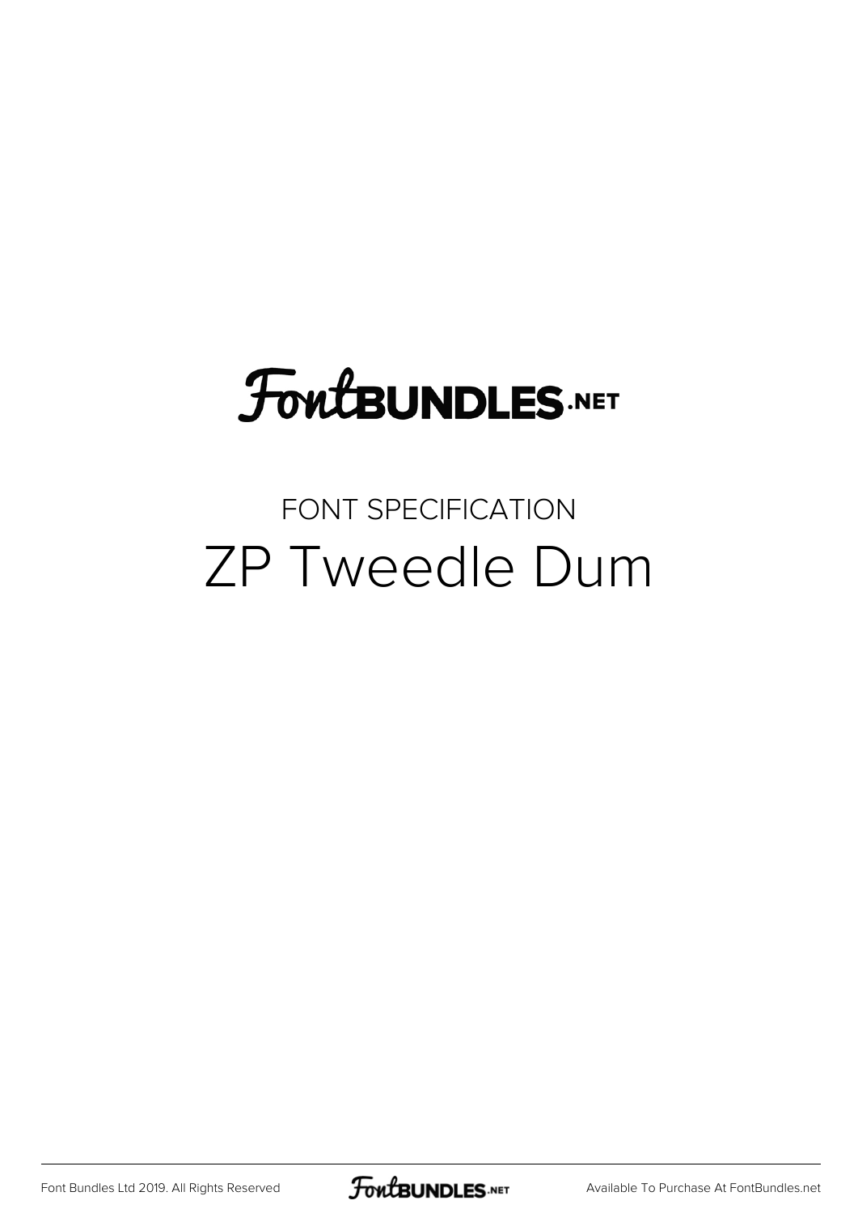FontBUNDLES.NET

FONT SPECIFICATION

# ZP Tweedle Dum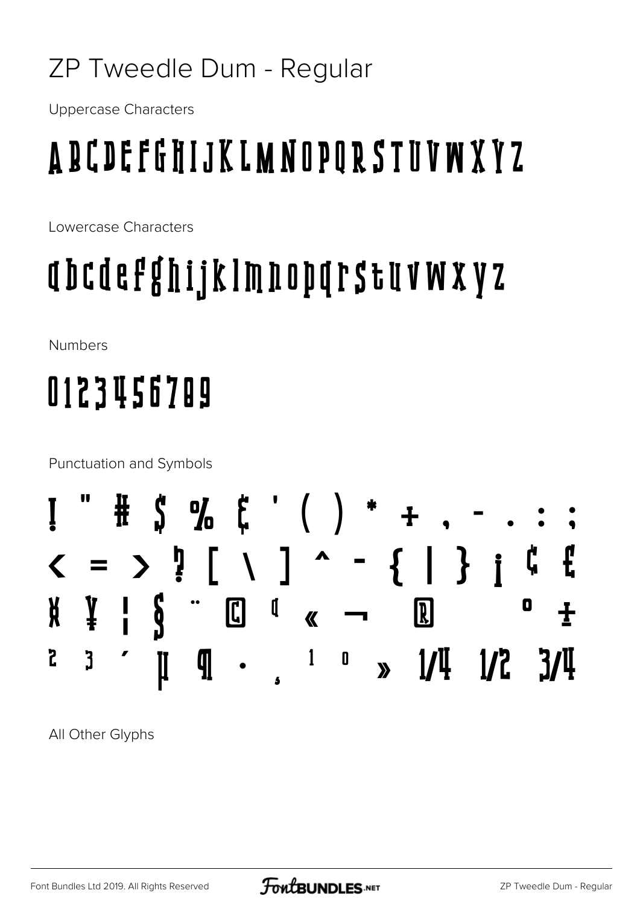# ZP Tweedle Dum - Regular

Uppercase Characters

A B C D E F G H I J K L M N O P Q R S T U V W X Y Z

Lowercase Characters

a b c d e f g h i j k l m n o p q r s t u v w x y z

Numbers

0 1 2 3 4 5 6 7 8 9

Punctuation and Symbols

! " # $ % & ' ( ) * + , - . : ;
< = > ? [ \ ] ^ _ { | } ¡ ¢ £
¤ ¥ ¦ § ¨ © ª « ¬ ® ° ±
² ³ ´ µ ¶ · ¸ ¹ º » ¼ ½ ¾

All Other Glyphs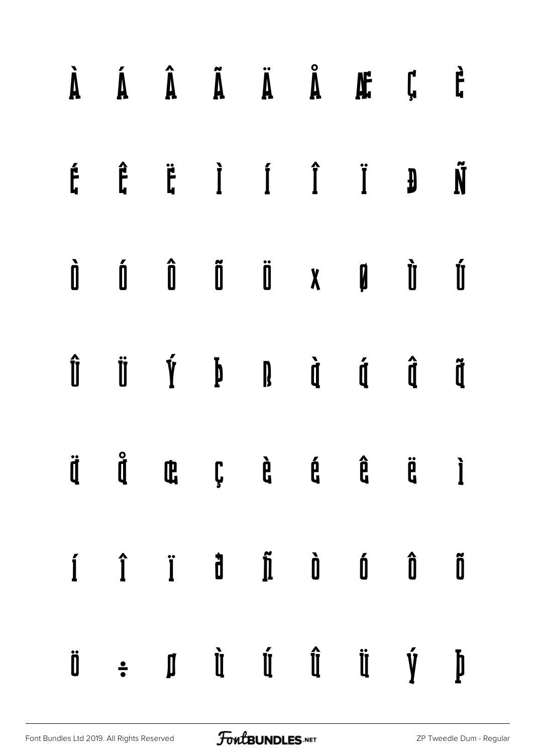À Á Â Ã Ä Å Æ Ç È

É Ê Ë Ì Í Î Ï Ð Ñ

Ò Ó Ô Õ Ö × Ø Ù Ú

Û Ü Ý Þ ß à á â ã

ä å æ ç è é ê ë ì

í î ï ð ñ ò ó ô õ

ö ÷ ø ù ú û ü ý þ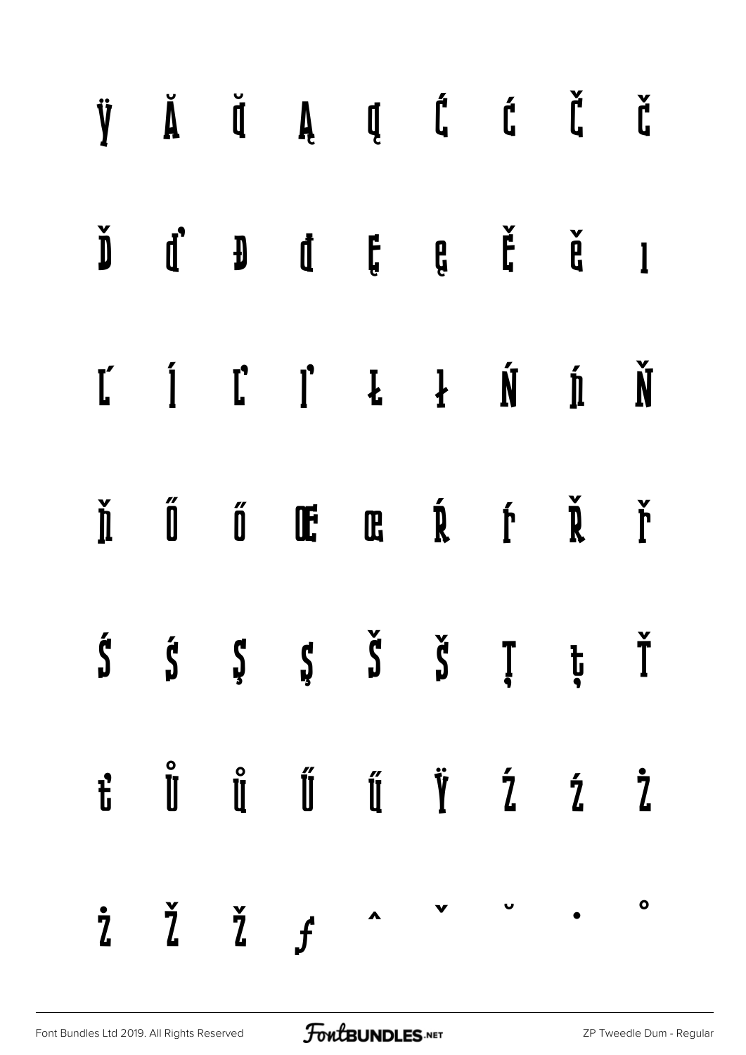ÿ Ă ă Ą ą Ć ć Č č

Ď ď Đ đ Ę ę Ě ě ı

Ĺ ĺ Ľ ľ Ł ł Ń ń Ň

ň Ő ő Œ œ Ŕ ŕ Ř ř

Ś ś Ş ş Š š Ţ ţ Ť

ť Ů ů Ű ű Ÿ Ź ź Ż

ż Ž ž ƒ ˆ ˇ ˘ ˙ ˚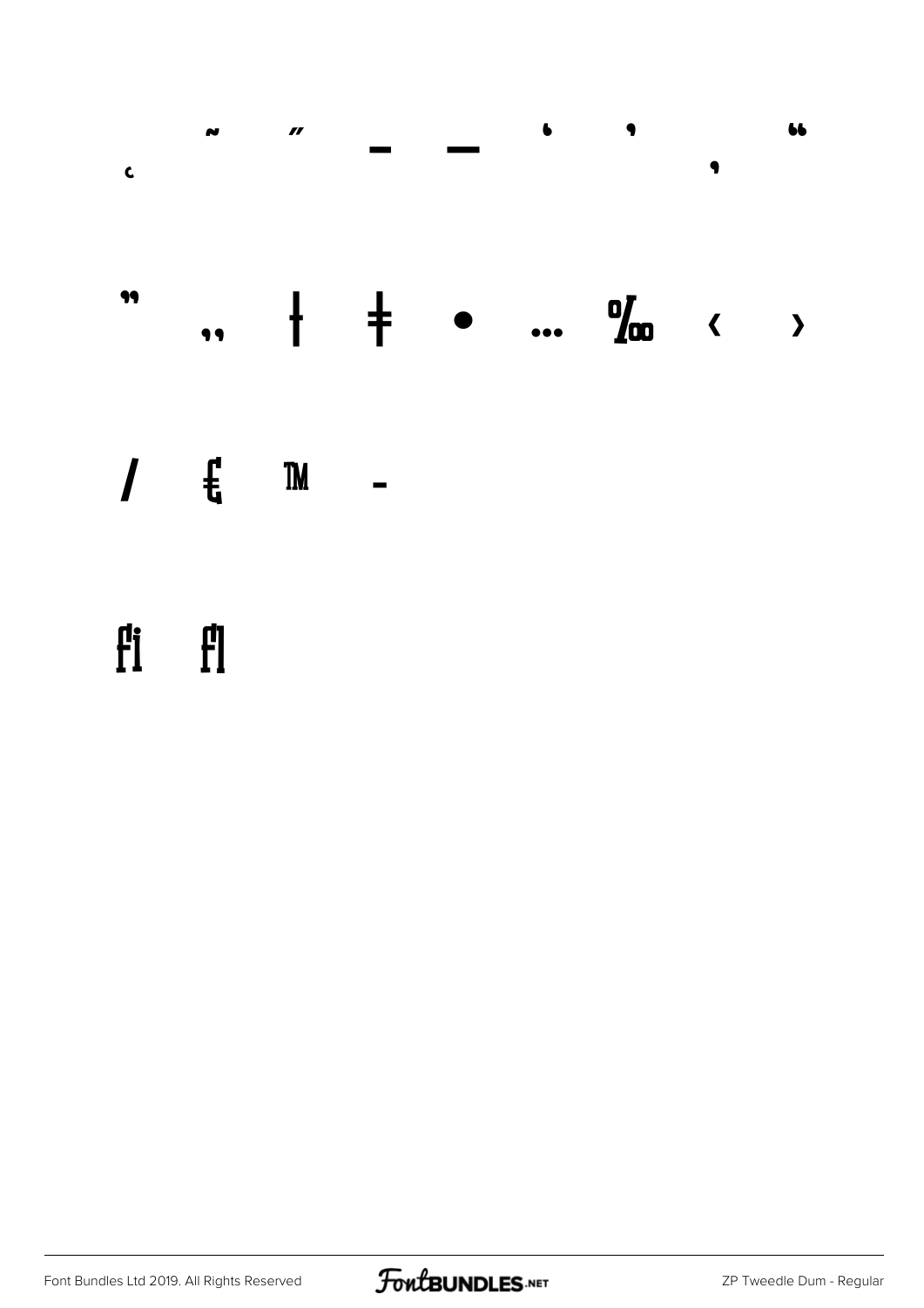¸ ˜ ˝ – — ‘ ’ ‚ “

” „ † ‡ • … ‰ ‹ ›

⁄ € ™ −

ﬁ ﬂ